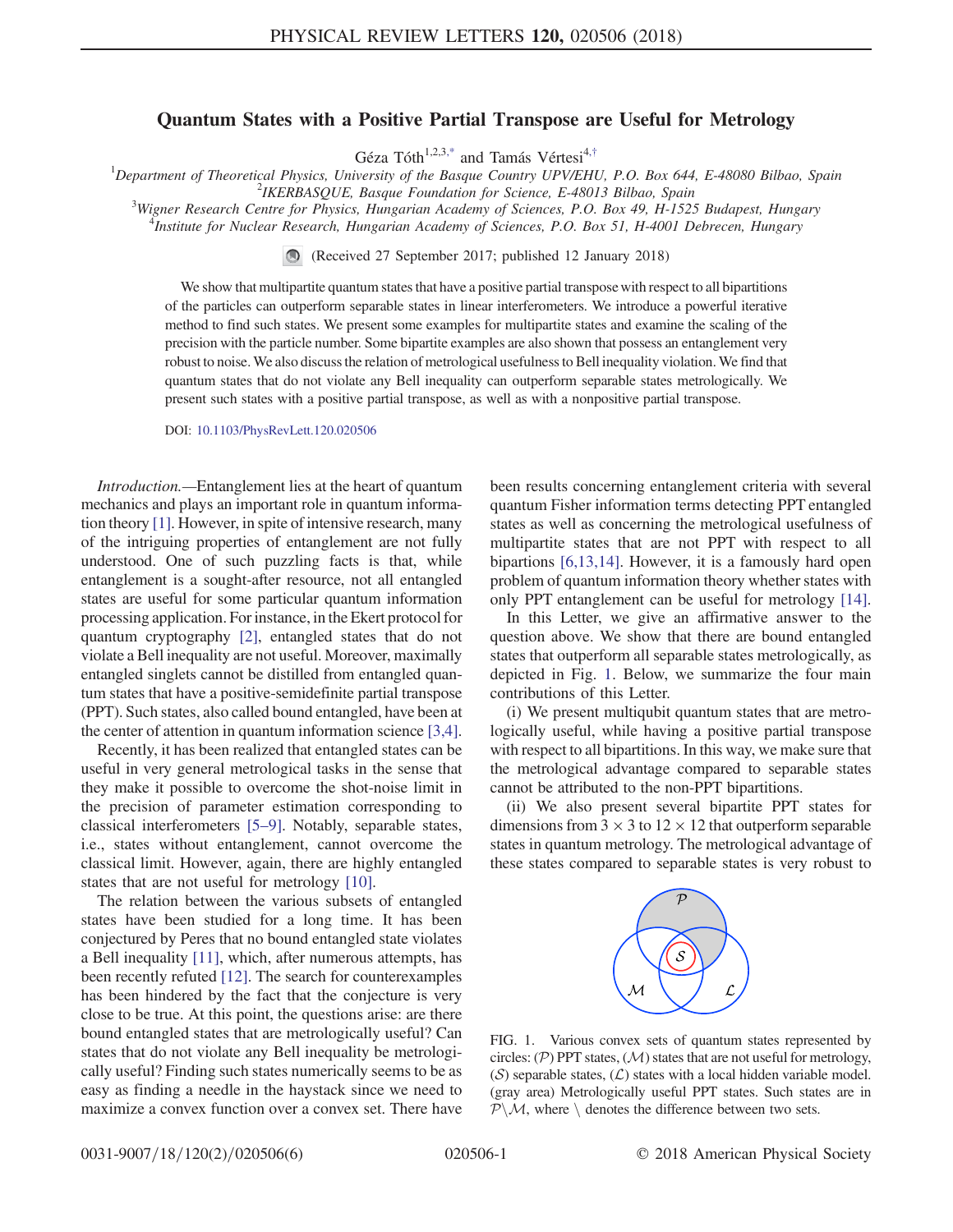# Quantum States with a Positive Partial Transpose are Useful for Metrology

Géza Tóth[1,2,3,*] and Tamás Vértesi[4,†]

[1]Department of Theoretical Physics, University of the Basque Country UPV/EHU, P.O. Box 644, E-48080 Bilbao, Spain
[2]IKERBASQUE, Basque Foundation for Science, E-48013 Bilbao, Spain
[3]Wigner Research Centre for Physics, Hungarian Academy of Sciences, P.O. Box 49, H-1525 Budapest, Hungary
[4]Institute for Nuclear Research, Hungarian Academy of Sciences, P.O. Box 51, H-4001 Debrecen, Hungary

(Received 27 September 2017; published 12 January 2018)

We show that multipartite quantum states that have a positive partial transpose with respect to all bipartitions of the particles can outperform separable states in linear interferometers. We introduce a powerful iterative method to find such states. We present some examples for multipartite states and examine the scaling of the precision with the particle number. Some bipartite examples are also shown that possess an entanglement very robust to noise. We also discuss the relation of metrological usefulness to Bell inequality violation. We find that quantum states that do not violate any Bell inequality can outperform separable states metrologically. We present such states with a positive partial transpose, as well as with a nonpositive partial transpose.

DOI: 10.1103/PhysRevLett.120.020506

*Introduction.*—Entanglement lies at the heart of quantum mechanics and plays an important role in quantum information theory [1]. However, in spite of intensive research, many of the intriguing properties of entanglement are not fully understood. One of such puzzling facts is that, while entanglement is a sought-after resource, not all entangled states are useful for some particular quantum information processing application. For instance, in the Ekert protocol for quantum cryptography [2], entangled states that do not violate a Bell inequality are not useful. Moreover, maximally entangled singlets cannot be distilled from entangled quantum states that have a positive-semidefinite partial transpose (PPT). Such states, also called bound entangled, have been at the center of attention in quantum information science [3,4].

Recently, it has been realized that entangled states can be useful in very general metrological tasks in the sense that they make it possible to overcome the shot-noise limit in the precision of parameter estimation corresponding to classical interferometers [5–9]. Notably, separable states, i.e., states without entanglement, cannot overcome the classical limit. However, again, there are highly entangled states that are not useful for metrology [10].

The relation between the various subsets of entangled states have been studied for a long time. It has been conjectured by Peres that no bound entangled state violates a Bell inequality [11], which, after numerous attempts, has been recently refuted [12]. The search for counterexamples has been hindered by the fact that the conjecture is very close to be true. At this point, the questions arise: are there bound entangled states that are metrologically useful? Can states that do not violate any Bell inequality be metrologically useful? Finding such states numerically seems to be as easy as finding a needle in the haystack since we need to maximize a convex function over a convex set. There have been results concerning entanglement criteria with several quantum Fisher information terms detecting PPT entangled states as well as concerning the metrological usefulness of multipartite states that are not PPT with respect to all bipartions [6,13,14]. However, it is a famously hard open problem of quantum information theory whether states with only PPT entanglement can be useful for metrology [14].

In this Letter, we give an affirmative answer to the question above. We show that there are bound entangled states that outperform all separable states metrologically, as depicted in Fig. 1. Below, we summarize the four main contributions of this Letter.

(i) We present multiqubit quantum states that are metrologically useful, while having a positive partial transpose with respect to all bipartitions. In this way, we make sure that the metrological advantage compared to separable states cannot be attributed to the non-PPT bipartitions.

(ii) We also present several bipartite PPT states for dimensions from $3 \times 3$ to $12 \times 12$ that outperform separable states in quantum metrology. The metrological advantage of these states compared to separable states is very robust to

FIG. 1. Various convex sets of quantum states represented by circles: ($\mathcal{P}$) PPT states, ($\mathcal{M}$) states that are not useful for metrology, ($\mathcal{S}$) separable states, ($\mathcal{L}$) states with a local hidden variable model. (gray area) Metrologically useful PPT states. Such states are in $\mathcal{P}\backslash\mathcal{M}$, where $\backslash$ denotes the difference between two sets.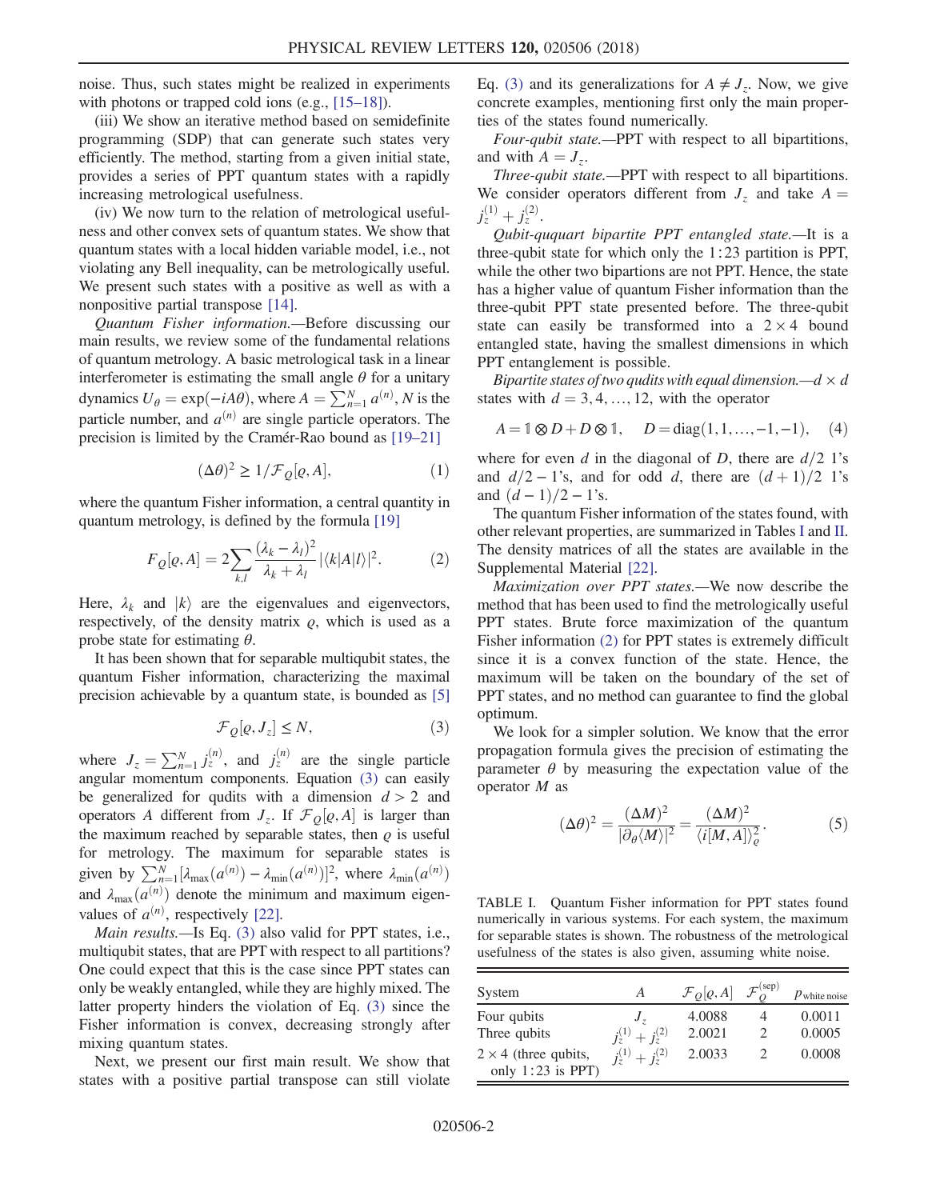noise. Thus, such states might be realized in experiments with photons or trapped cold ions (e.g., [15–18]).

(iii) We show an iterative method based on semidefinite programming (SDP) that can generate such states very efficiently. The method, starting from a given initial state, provides a series of PPT quantum states with a rapidly increasing metrological usefulness.

(iv) We now turn to the relation of metrological usefulness and other convex sets of quantum states. We show that quantum states with a local hidden variable model, i.e., not violating any Bell inequality, can be metrologically useful. We present such states with a positive as well as with a nonpositive partial transpose [14].

*Quantum Fisher information.*—Before discussing our main results, we review some of the fundamental relations of quantum metrology. A basic metrological task in a linear interferometer is estimating the small angle $\theta$ for a unitary dynamics $U_\theta = \exp(-iA\theta)$, where $A = \sum_{n=1}^{N} a^{(n)}$, $N$ is the particle number, and $a^{(n)}$ are single particle operators. The precision is limited by the Cramér-Rao bound as [19–21]

$$(\Delta\theta)^2 \geq 1/\mathcal{F}_Q[\varrho, A], \tag{1}$$

where the quantum Fisher information, a central quantity in quantum metrology, is defined by the formula [19]

$$F_Q[\varrho, A] = 2\sum_{k,l} \frac{(\lambda_k - \lambda_l)^2}{\lambda_k + \lambda_l} |\langle k|A|l\rangle|^2. \tag{2}$$

Here, $\lambda_k$ and $|k\rangle$ are the eigenvalues and eigenvectors, respectively, of the density matrix $\varrho$, which is used as a probe state for estimating $\theta$.

It has been shown that for separable multiqubit states, the quantum Fisher information, characterizing the maximal precision achievable by a quantum state, is bounded as [5]

$$\mathcal{F}_Q[\varrho, J_z] \leq N, \tag{3}$$

where $J_z = \sum_{n=1}^{N} j_z^{(n)}$, and $j_z^{(n)}$ are the single particle angular momentum components. Equation (3) can easily be generalized for qudits with a dimension $d > 2$ and operators $A$ different from $J_z$. If $\mathcal{F}_Q[\varrho, A]$ is larger than the maximum reached by separable states, then $\varrho$ is useful for metrology. The maximum for separable states is given by $\sum_{n=1}^{N} [\lambda_{\max}(a^{(n)}) - \lambda_{\min}(a^{(n)})]^2$, where $\lambda_{\min}(a^{(n)})$ and $\lambda_{\max}(a^{(n)})$ denote the minimum and maximum eigenvalues of $a^{(n)}$, respectively [22].

*Main results.*—Is Eq. (3) also valid for PPT states, i.e., multiqubit states, that are PPT with respect to all partitions? One could expect that this is the case since PPT states can only be weakly entangled, while they are highly mixed. The latter property hinders the violation of Eq. (3) since the Fisher information is convex, decreasing strongly after mixing quantum states.

Next, we present our first main result. We show that states with a positive partial transpose can still violate Eq. (3) and its generalizations for $A \neq J_z$. Now, we give concrete examples, mentioning first only the main properties of the states found numerically.

*Four-qubit state.*—PPT with respect to all bipartitions, and with $A = J_z$.

*Three-qubit state.*—PPT with respect to all bipartitions. We consider operators different from $J_z$ and take $A = j_z^{(1)} + j_z^{(2)}$.

*Qubit-ququart bipartite PPT entangled state.*—It is a three-qubit state for which only the 1:23 partition is PPT, while the other two bipartions are not PPT. Hence, the state has a higher value of quantum Fisher information than the three-qubit PPT state presented before. The three-qubit state can easily be transformed into a $2 \times 4$ bound entangled state, having the smallest dimensions in which PPT entanglement is possible.

*Bipartite states of two qudits with equal dimension.*—$d \times d$ states with $d = 3, 4, \ldots, 12$, with the operator

$$A = \mathbb{1} \otimes D + D \otimes \mathbb{1}, \quad D = \mathrm{diag}(1, 1, \ldots, -1, -1), \tag{4}$$

where for even $d$ in the diagonal of $D$, there are $d/2$ 1's and $d/2 - 1$'s, and for odd $d$, there are $(d+1)/2$ 1's and $(d-1)/2 - 1$'s.

The quantum Fisher information of the states found, with other relevant properties, are summarized in Tables I and II. The density matrices of all the states are available in the Supplemental Material [22].

*Maximization over PPT states.*—We now describe the method that has been used to find the metrologically useful PPT states. Brute force maximization of the quantum Fisher information (2) for PPT states is extremely difficult since it is a convex function of the state. Hence, the maximum will be taken on the boundary of the set of PPT states, and no method can guarantee to find the global optimum.

We look for a simpler solution. We know that the error propagation formula gives the precision of estimating the parameter $\theta$ by measuring the expectation value of the operator $M$ as

$$(\Delta\theta)^2 = \frac{(\Delta M)^2}{|\partial_\theta \langle M\rangle|^2} = \frac{(\Delta M)^2}{\langle i[M, A]\rangle_\varrho^2}. \tag{5}$$

TABLE I. Quantum Fisher information for PPT states found numerically in various systems. For each system, the maximum for separable states is shown. The robustness of the metrological usefulness of the states is also given, assuming white noise.

| System | $A$ | $\mathcal{F}_Q[\varrho, A]$ | $\mathcal{F}_Q^{(\mathrm{sep})}$ | $p_{\text{white noise}}$ |
|---|---|---|---|---|
| Four qubits | $J_z$ | 4.0088 | 4 | 0.0011 |
| Three qubits | $j_z^{(1)} + j_z^{(2)}$ | 2.0021 | 2 | 0.0005 |
| $2 \times 4$ (three qubits, only 1:23 is PPT) | $j_z^{(1)} + j_z^{(2)}$ | 2.0033 | 2 | 0.0008 |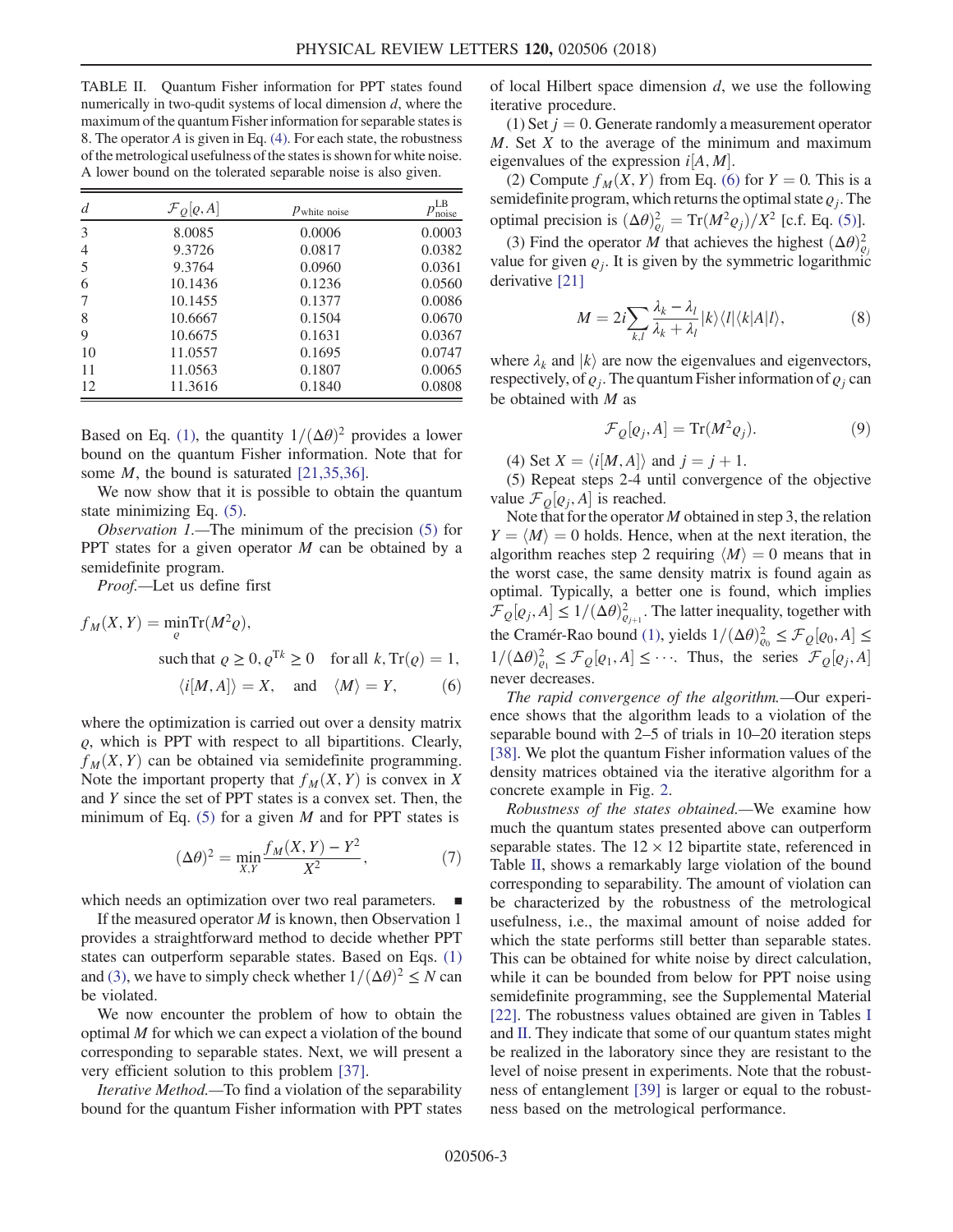TABLE II. Quantum Fisher information for PPT states found numerically in two-qudit systems of local dimension $d$, where the maximum of the quantum Fisher information for separable states is 8. The operator $A$ is given in Eq. (4). For each state, the robustness of the metrological usefulness of the states is shown for white noise. A lower bound on the tolerated separable noise is also given.

| $d$ | $\mathcal{F}_Q[\varrho, A]$ | $p_{\text{white noise}}$ | $p_{\text{noise}}^{\text{LB}}$ |
|---|---|---|---|
| 3 | 8.0085 | 0.0006 | 0.0003 |
| 4 | 9.3726 | 0.0817 | 0.0382 |
| 5 | 9.3764 | 0.0960 | 0.0361 |
| 6 | 10.1436 | 0.1236 | 0.0560 |
| 7 | 10.1455 | 0.1377 | 0.0086 |
| 8 | 10.6667 | 0.1504 | 0.0670 |
| 9 | 10.6675 | 0.1631 | 0.0367 |
| 10 | 11.0557 | 0.1695 | 0.0747 |
| 11 | 11.0563 | 0.1807 | 0.0065 |
| 12 | 11.3616 | 0.1840 | 0.0808 |

Based on Eq. (1), the quantity $1/(\Delta\theta)^2$ provides a lower bound on the quantum Fisher information. Note that for some $M$, the bound is saturated [21,35,36].

We now show that it is possible to obtain the quantum state minimizing Eq. (5).

*Observation 1.*—The minimum of the precision (5) for PPT states for a given operator $M$ can be obtained by a semidefinite program.

*Proof.*—Let us define first

$$f_M(X,Y) = \min_{\varrho} \mathrm{Tr}(M^2\varrho),$$
$$\text{such that } \varrho \geq 0, \varrho^{\mathrm{T}k} \geq 0 \quad \text{for all } k, \mathrm{Tr}(\varrho) = 1,$$
$$\langle i[M,A]\rangle = X, \quad \text{and} \quad \langle M\rangle = Y, \tag{6}$$

where the optimization is carried out over a density matrix $\varrho$, which is PPT with respect to all bipartitions. Clearly, $f_M(X,Y)$ can be obtained via semidefinite programming. Note the important property that $f_M(X,Y)$ is convex in $X$ and $Y$ since the set of PPT states is a convex set. Then, the minimum of Eq. (5) for a given $M$ and for PPT states is

$$(\Delta\theta)^2 = \min_{X,Y} \frac{f_M(X,Y) - Y^2}{X^2}, \tag{7}$$

which needs an optimization over two real parameters. ∎

If the measured operator $M$ is known, then Observation 1 provides a straightforward method to decide whether PPT states can outperform separable states. Based on Eqs. (1) and (3), we have to simply check whether $1/(\Delta\theta)^2 \leq N$ can be violated.

We now encounter the problem of how to obtain the optimal $M$ for which we can expect a violation of the bound corresponding to separable states. Next, we will present a very efficient solution to this problem [37].

*Iterative Method.*—To find a violation of the separability bound for the quantum Fisher information with PPT states of local Hilbert space dimension $d$, we use the following iterative procedure.

(1) Set $j=0$. Generate randomly a measurement operator $M$. Set $X$ to the average of the minimum and maximum eigenvalues of the expression $i[A,M]$.

(2) Compute $f_M(X,Y)$ from Eq. (6) for $Y=0$. This is a semidefinite program, which returns the optimal state $\varrho_j$. The optimal precision is $(\Delta\theta)^2_{\varrho_j} = \mathrm{Tr}(M^2\varrho_j)/X^2$ [c.f. Eq. (5)].

(3) Find the operator $M$ that achieves the highest $(\Delta\theta)^2_{\varrho_j}$ value for given $\varrho_j$. It is given by the symmetric logarithmic derivative [21]

$$M = 2i\sum_{k,l} \frac{\lambda_k - \lambda_l}{\lambda_k + \lambda_l} |k\rangle\langle l| \langle k|A|l\rangle, \tag{8}$$

where $\lambda_k$ and $|k\rangle$ are now the eigenvalues and eigenvectors, respectively, of $\varrho_j$. The quantum Fisher information of $\varrho_j$ can be obtained with $M$ as

$$\mathcal{F}_Q[\varrho_j, A] = \mathrm{Tr}(M^2\varrho_j). \tag{9}$$

(4) Set $X = \langle i[M,A]\rangle$ and $j = j+1$.

(5) Repeat steps 2-4 until convergence of the objective value $\mathcal{F}_Q[\varrho_j, A]$ is reached.

Note that for the operator $M$ obtained in step 3, the relation $Y = \langle M\rangle = 0$ holds. Hence, when at the next iteration, the algorithm reaches step 2 requiring $\langle M\rangle = 0$ means that in the worst case, the same density matrix is found again as optimal. Typically, a better one is found, which implies $\mathcal{F}_Q[\varrho_j, A] \leq 1/(\Delta\theta)^2_{\varrho_{j+1}}$. The latter inequality, together with the Cramér-Rao bound (1), yields $1/(\Delta\theta)^2_{\varrho_0} \leq \mathcal{F}_Q[\varrho_0, A] \leq 1/(\Delta\theta)^2_{\varrho_1} \leq \mathcal{F}_Q[\varrho_1, A] \leq \cdots$. Thus, the series $\mathcal{F}_Q[\varrho_j, A]$ never decreases.

*The rapid convergence of the algorithm.*—Our experience shows that the algorithm leads to a violation of the separable bound with 2–5 of trials in 10–20 iteration steps [38]. We plot the quantum Fisher information values of the density matrices obtained via the iterative algorithm for a concrete example in Fig. 2.

*Robustness of the states obtained.*—We examine how much the quantum states presented above can outperform separable states. The $12 \times 12$ bipartite state, referenced in Table II, shows a remarkably large violation of the bound corresponding to separability. The amount of violation can be characterized by the robustness of the metrological usefulness, i.e., the maximal amount of noise added for which the state performs still better than separable states. This can be obtained for white noise by direct calculation, while it can be bounded from below for PPT noise using semidefinite programming, see the Supplemental Material [22]. The robustness values obtained are given in Tables I and II. They indicate that some of our quantum states might be realized in the laboratory since they are resistant to the level of noise present in experiments. Note that the robustness of entanglement [39] is larger or equal to the robustness based on the metrological performance.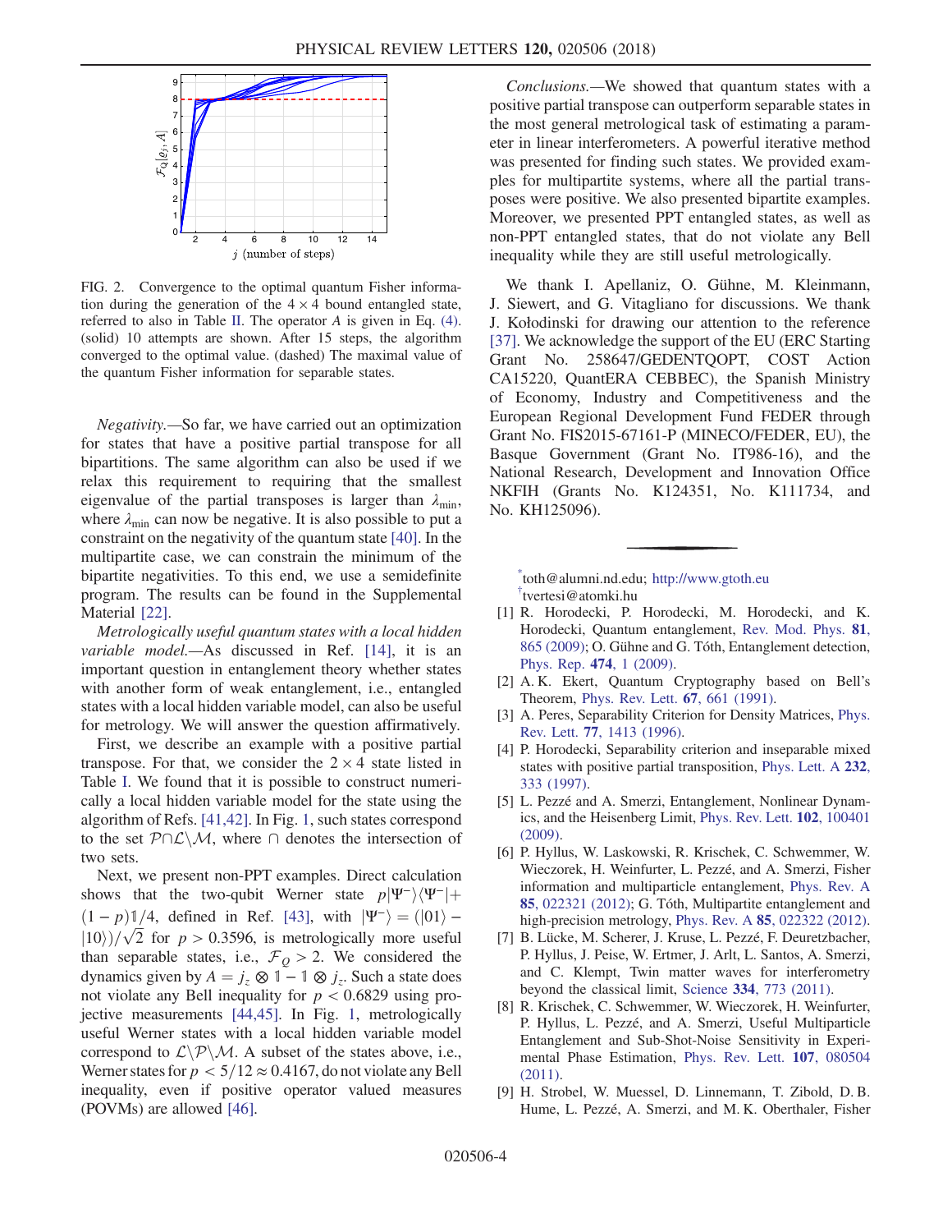FIG. 2. Convergence to the optimal quantum Fisher information during the generation of the $4 \times 4$ bound entangled state, referred to also in Table II. The operator $A$ is given in Eq. (4). (solid) 10 attempts are shown. After 15 steps, the algorithm converged to the optimal value. (dashed) The maximal value of the quantum Fisher information for separable states.

*Negativity.*—So far, we have carried out an optimization for states that have a positive partial transpose for all bipartitions. The same algorithm can also be used if we relax this requirement to requiring that the smallest eigenvalue of the partial transposes is larger than $\lambda_{\min}$, where $\lambda_{\min}$ can now be negative. It is also possible to put a constraint on the negativity of the quantum state [40]. In the multipartite case, we can constrain the minimum of the bipartite negativities. To this end, we use a semidefinite program. The results can be found in the Supplemental Material [22].

*Metrologically useful quantum states with a local hidden variable model.*—As discussed in Ref. [14], it is an important question in entanglement theory whether states with another form of weak entanglement, i.e., entangled states with a local hidden variable model, can also be useful for metrology. We will answer the question affirmatively.

First, we describe an example with a positive partial transpose. For that, we consider the $2 \times 4$ state listed in Table I. We found that it is possible to construct numerically a local hidden variable model for the state using the algorithm of Refs. [41,42]. In Fig. 1, such states correspond to the set $\mathcal{P} \cap \mathcal{L} \backslash \mathcal{M}$, where $\cap$ denotes the intersection of two sets.

Next, we present non-PPT examples. Direct calculation shows that the two-qubit Werner state $p|\Psi^-\rangle\langle\Psi^-| + (1-p)\mathbb{1}/4$, defined in Ref. [43], with $|\Psi^-\rangle = (|01\rangle - |10\rangle)/\sqrt{2}$ for $p > 0.3596$, is metrologically more useful than separable states, i.e., $\mathcal{F}_Q > 2$. We considered the dynamics given by $A = j_z \otimes \mathbb{1} - \mathbb{1} \otimes j_z$. Such a state does not violate any Bell inequality for $p < 0.6829$ using projective measurements [44,45]. In Fig. 1, metrologically useful Werner states with a local hidden variable model correspond to $\mathcal{L} \backslash \mathcal{P} \backslash \mathcal{M}$. A subset of the states above, i.e., Werner states for $p < 5/12 \approx 0.4167$, do not violate any Bell inequality, even if positive operator valued measures (POVMs) are allowed [46].

*Conclusions.*—We showed that quantum states with a positive partial transpose can outperform separable states in the most general metrological task of estimating a parameter in linear interferometers. A powerful iterative method was presented for finding such states. We provided examples for multipartite systems, where all the partial transposes were positive. We also presented bipartite examples. Moreover, we presented PPT entangled states, as well as non-PPT entangled states, that do not violate any Bell inequality while they are still useful metrologically.

We thank I. Apellaniz, O. Gühne, M. Kleinmann, J. Siewert, and G. Vitagliano for discussions. We thank J. Kołodinski for drawing our attention to the reference [37]. We acknowledge the support of the EU (ERC Starting Grant No. 258647/GEDENTQOPT, COST Action CA15220, QuantERA CEBBEC), the Spanish Ministry of Economy, Industry and Competitiveness and the European Regional Development Fund FEDER through Grant No. FIS2015-67161-P (MINECO/FEDER, EU), the Basque Government (Grant No. IT986-16), and the National Research, Development and Innovation Office NKFIH (Grants No. K124351, No. K111734, and No. KH125096).

[*] toth@alumni.nd.edu; http://www.gtoth.eu

[†] tvertesi@atomki.hu

[1] R. Horodecki, P. Horodecki, M. Horodecki, and K. Horodecki, Quantum entanglement, Rev. Mod. Phys. **81**, 865 (2009); O. Gühne and G. Tóth, Entanglement detection, Phys. Rep. **474**, 1 (2009).

[2] A. K. Ekert, Quantum Cryptography based on Bell's Theorem, Phys. Rev. Lett. **67**, 661 (1991).

[3] A. Peres, Separability Criterion for Density Matrices, Phys. Rev. Lett. **77**, 1413 (1996).

[4] P. Horodecki, Separability criterion and inseparable mixed states with positive partial transposition, Phys. Lett. A **232**, 333 (1997).

[5] L. Pezzé and A. Smerzi, Entanglement, Nonlinear Dynamics, and the Heisenberg Limit, Phys. Rev. Lett. **102**, 100401 (2009).

[6] P. Hyllus, W. Laskowski, R. Krischek, C. Schwemmer, W. Wieczorek, H. Weinfurter, L. Pezzé, and A. Smerzi, Fisher information and multiparticle entanglement, Phys. Rev. A **85**, 022321 (2012); G. Tóth, Multipartite entanglement and high-precision metrology, Phys. Rev. A **85**, 022322 (2012).

[7] B. Lücke, M. Scherer, J. Kruse, L. Pezzé, F. Deuretzbacher, P. Hyllus, J. Peise, W. Ertmer, J. Arlt, L. Santos, A. Smerzi, and C. Klempt, Twin matter waves for interferometry beyond the classical limit, Science **334**, 773 (2011).

[8] R. Krischek, C. Schwemmer, W. Wieczorek, H. Weinfurter, P. Hyllus, L. Pezzé, and A. Smerzi, Useful Multiparticle Entanglement and Sub-Shot-Noise Sensitivity in Experimental Phase Estimation, Phys. Rev. Lett. **107**, 080504 (2011).

[9] H. Strobel, W. Muessel, D. Linnemann, T. Zibold, D. B. Hume, L. Pezzé, A. Smerzi, and M. K. Oberthaler, Fisher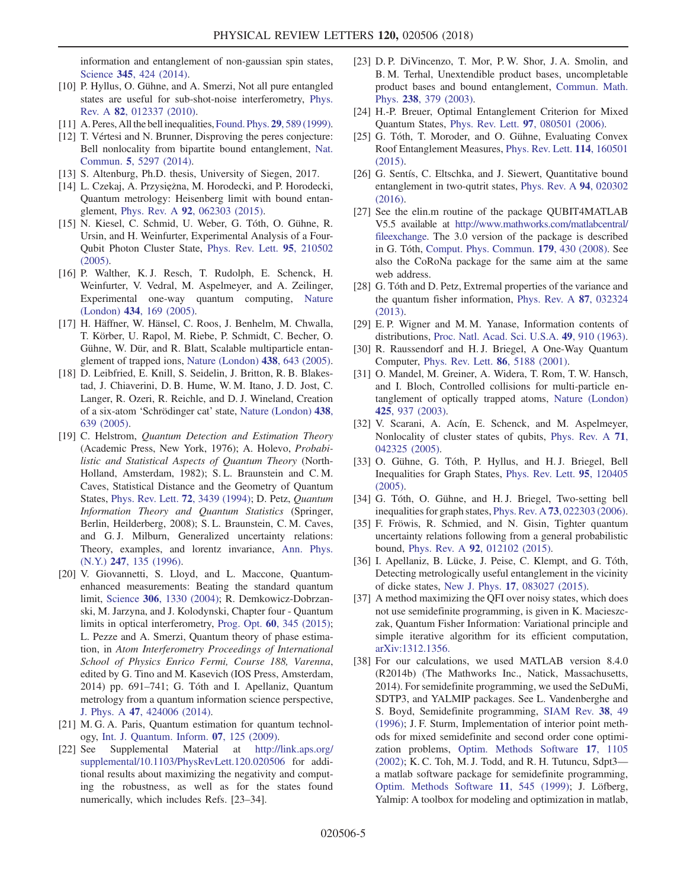information and entanglement of non-gaussian spin states, Science **345**, 424 (2014).

[10] P. Hyllus, O. Gühne, and A. Smerzi, Not all pure entangled states are useful for sub-shot-noise interferometry, Phys. Rev. A **82**, 012337 (2010).

[11] A. Peres, All the bell inequalities, Found. Phys. **29**, 589 (1999).

[12] T. Vértesi and N. Brunner, Disproving the peres conjecture: Bell nonlocality from bipartite bound entanglement, Nat. Commun. **5**, 5297 (2014).

[13] S. Altenburg, Ph.D. thesis, University of Siegen, 2017.

[14] L. Czekaj, A. Przysiężna, M. Horodecki, and P. Horodecki, Quantum metrology: Heisenberg limit with bound entanglement, Phys. Rev. A **92**, 062303 (2015).

[15] N. Kiesel, C. Schmid, U. Weber, G. Tóth, O. Gühne, R. Ursin, and H. Weinfurter, Experimental Analysis of a Four-Qubit Photon Cluster State, Phys. Rev. Lett. **95**, 210502 (2005).

[16] P. Walther, K. J. Resch, T. Rudolph, E. Schenck, H. Weinfurter, V. Vedral, M. Aspelmeyer, and A. Zeilinger, Experimental one-way quantum computing, Nature (London) **434**, 169 (2005).

[17] H. Häffner, W. Hänsel, C. Roos, J. Benhelm, M. Chwalla, T. Körber, U. Rapol, M. Riebe, P. Schmidt, C. Becher, O. Gühne, W. Dür, and R. Blatt, Scalable multiparticle entanglement of trapped ions, Nature (London) **438**, 643 (2005).

[18] D. Leibfried, E. Knill, S. Seidelin, J. Britton, R. B. Blakestad, J. Chiaverini, D. B. Hume, W. M. Itano, J. D. Jost, C. Langer, R. Ozeri, R. Reichle, and D. J. Wineland, Creation of a six-atom 'Schrödinger cat' state, Nature (London) **438**, 639 (2005).

[19] C. Helstrom, *Quantum Detection and Estimation Theory* (Academic Press, New York, 1976); A. Holevo, *Probabilistic and Statistical Aspects of Quantum Theory* (North-Holland, Amsterdam, 1982); S. L. Braunstein and C. M. Caves, Statistical Distance and the Geometry of Quantum States, Phys. Rev. Lett. **72**, 3439 (1994); D. Petz, *Quantum Information Theory and Quantum Statistics* (Springer, Berlin, Heilderberg, 2008); S. L. Braunstein, C. M. Caves, and G. J. Milburn, Generalized uncertainty relations: Theory, examples, and lorentz invariance, Ann. Phys. (N.Y.) **247**, 135 (1996).

[20] V. Giovannetti, S. Lloyd, and L. Maccone, Quantum-enhanced measurements: Beating the standard quantum limit, Science **306**, 1330 (2004); R. Demkowicz-Dobrzanski, M. Jarzyna, and J. Kolodynski, Chapter four - Quantum limits in optical interferometry, Prog. Opt. **60**, 345 (2015); L. Pezze and A. Smerzi, Quantum theory of phase estimation, in *Atom Interferometry Proceedings of International School of Physics Enrico Fermi, Course 188, Varenna*, edited by G. Tino and M. Kasevich (IOS Press, Amsterdam, 2014) pp. 691–741; G. Tóth and I. Apellaniz, Quantum metrology from a quantum information science perspective, J. Phys. A **47**, 424006 (2014).

[21] M. G. A. Paris, Quantum estimation for quantum technology, Int. J. Quantum. Inform. **07**, 125 (2009).

[22] See Supplemental Material at http://link.aps.org/supplemental/10.1103/PhysRevLett.120.020506 for additional results about maximizing the negativity and computing the robustness, as well as for the states found numerically, which includes Refs. [23–34].

[23] D. P. DiVincenzo, T. Mor, P. W. Shor, J. A. Smolin, and B. M. Terhal, Unextendible product bases, uncompletable product bases and bound entanglement, Commun. Math. Phys. **238**, 379 (2003).

[24] H.-P. Breuer, Optimal Entanglement Criterion for Mixed Quantum States, Phys. Rev. Lett. **97**, 080501 (2006).

[25] G. Tóth, T. Moroder, and O. Gühne, Evaluating Convex Roof Entanglement Measures, Phys. Rev. Lett. **114**, 160501 (2015).

[26] G. Sentís, C. Eltschka, and J. Siewert, Quantitative bound entanglement in two-qutrit states, Phys. Rev. A **94**, 020302 (2016).

[27] See the elin.m routine of the package QUBIT4MATLAB V5.5 available at http://www.mathworks.com/matlabcentral/fileexchange. The 3.0 version of the package is described in G. Tóth, Comput. Phys. Commun. **179**, 430 (2008). See also the CoRoNa package for the same aim at the same web address.

[28] G. Tóth and D. Petz, Extremal properties of the variance and the quantum fisher information, Phys. Rev. A **87**, 032324 (2013).

[29] E. P. Wigner and M. M. Yanase, Information contents of distributions, Proc. Natl. Acad. Sci. U.S.A. **49**, 910 (1963).

[30] R. Raussendorf and H. J. Briegel, A One-Way Quantum Computer, Phys. Rev. Lett. **86**, 5188 (2001).

[31] O. Mandel, M. Greiner, A. Widera, T. Rom, T. W. Hansch, and I. Bloch, Controlled collisions for multi-particle entanglement of optically trapped atoms, Nature (London) **425**, 937 (2003).

[32] V. Scarani, A. Acín, E. Schenck, and M. Aspelmeyer, Nonlocality of cluster states of qubits, Phys. Rev. A **71**, 042325 (2005).

[33] O. Gühne, G. Tóth, P. Hyllus, and H. J. Briegel, Bell Inequalities for Graph States, Phys. Rev. Lett. **95**, 120405 (2005).

[34] G. Tóth, O. Gühne, and H. J. Briegel, Two-setting bell inequalities for graph states, Phys. Rev. A **73**, 022303 (2006).

[35] F. Fröwis, R. Schmied, and N. Gisin, Tighter quantum uncertainty relations following from a general probabilistic bound, Phys. Rev. A **92**, 012102 (2015).

[36] I. Apellaniz, B. Lücke, J. Peise, C. Klempt, and G. Tóth, Detecting metrologically useful entanglement in the vicinity of dicke states, New J. Phys. **17**, 083027 (2015).

[37] A method maximizing the QFI over noisy states, which does not use semidefinite programming, is given in K. Macieszczak, Quantum Fisher Information: Variational principle and simple iterative algorithm for its efficient computation, arXiv:1312.1356.

[38] For our calculations, we used MATLAB version 8.4.0 (R2014b) (The Mathworks Inc., Natick, Massachusetts, 2014). For semidefinite programming, we used the SeDuMi, SDTP3, and YALMIP packages. See L. Vandenberghe and S. Boyd, Semidefinite programming, SIAM Rev. **38**, 49 (1996); J. F. Sturm, Implementation of interior point methods for mixed semidefinite and second order cone optimization problems, Optim. Methods Software **17**, 1105 (2002); K. C. Toh, M. J. Todd, and R. H. Tutuncu, Sdpt3—a matlab software package for semidefinite programming, Optim. Methods Software **11**, 545 (1999); J. Löfberg, Yalmip: A toolbox for modeling and optimization in matlab,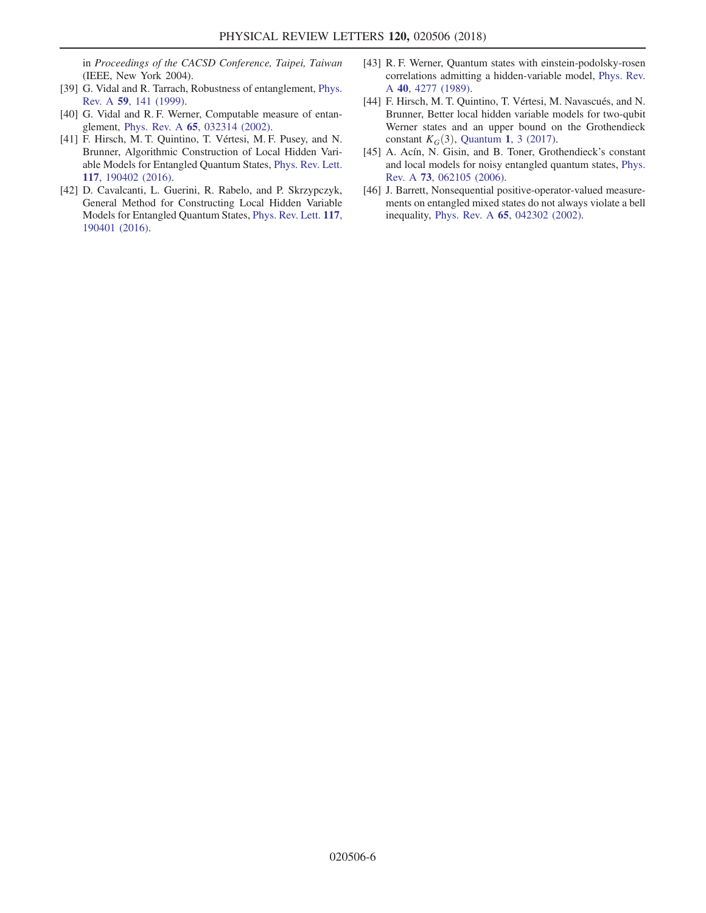in *Proceedings of the CACSD Conference, Taipei, Taiwan* (IEEE, New York 2004).

[39] G. Vidal and R. Tarrach, Robustness of entanglement, Phys. Rev. A **59**, 141 (1999).

[40] G. Vidal and R. F. Werner, Computable measure of entanglement, Phys. Rev. A **65**, 032314 (2002).

[41] F. Hirsch, M. T. Quintino, T. Vértesi, M. F. Pusey, and N. Brunner, Algorithmic Construction of Local Hidden Variable Models for Entangled Quantum States, Phys. Rev. Lett. **117**, 190402 (2016).

[42] D. Cavalcanti, L. Guerini, R. Rabelo, and P. Skrzypczyk, General Method for Constructing Local Hidden Variable Models for Entangled Quantum States, Phys. Rev. Lett. **117**, 190401 (2016).

[43] R. F. Werner, Quantum states with einstein-podolsky-rosen correlations admitting a hidden-variable model, Phys. Rev. A **40**, 4277 (1989).

[44] F. Hirsch, M. T. Quintino, T. Vértesi, M. Navascués, and N. Brunner, Better local hidden variable models for two-qubit Werner states and an upper bound on the Grothendieck constant $K_G(3)$, Quantum **1**, 3 (2017).

[45] A. Acín, N. Gisin, and B. Toner, Grothendieck's constant and local models for noisy entangled quantum states, Phys. Rev. A **73**, 062105 (2006).

[46] J. Barrett, Nonsequential positive-operator-valued measurements on entangled mixed states do not always violate a bell inequality, Phys. Rev. A **65**, 042302 (2002).